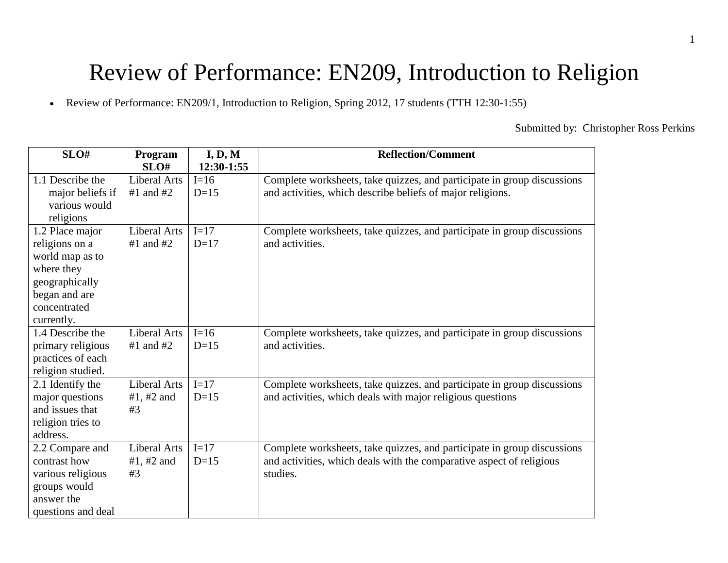# Review of Performance: EN209, Introduction to Religion

- Review of Performance: EN209/1, Introduction to Religion, Spring 2012, 17 students (TTH 12:30-1:55)

Submitted by: Christopher Ross Perkins

| SLO# | Program SLO# | I, D, M 12:30-1:55 | Reflection/Comment |
|---|---|---|---|
| 1.1 Describe the major beliefs if various would religions | Liberal Arts #1 and #2 | I=16 D=15 | Complete worksheets, take quizzes, and participate in group discussions and activities, which describe beliefs of major religions. |
| 1.2 Place major religions on a world map as to where they geographically began and are concentrated currently. | Liberal Arts #1 and #2 | I=17 D=17 | Complete worksheets, take quizzes, and participate in group discussions and activities. |
| 1.4 Describe the primary religious practices of each religion studied. | Liberal Arts #1 and #2 | I=16 D=15 | Complete worksheets, take quizzes, and participate in group discussions and activities. |
| 2.1 Identify the major questions and issues that religion tries to address. | Liberal Arts #1, #2 and #3 | I=17 D=15 | Complete worksheets, take quizzes, and participate in group discussions and activities, which deals with major religious questions |
| 2.2 Compare and contrast how various religious groups would answer the questions and deal | Liberal Arts #1, #2 and #3 | I=17 D=15 | Complete worksheets, take quizzes, and participate in group discussions and activities, which deals with the comparative aspect of religious studies. |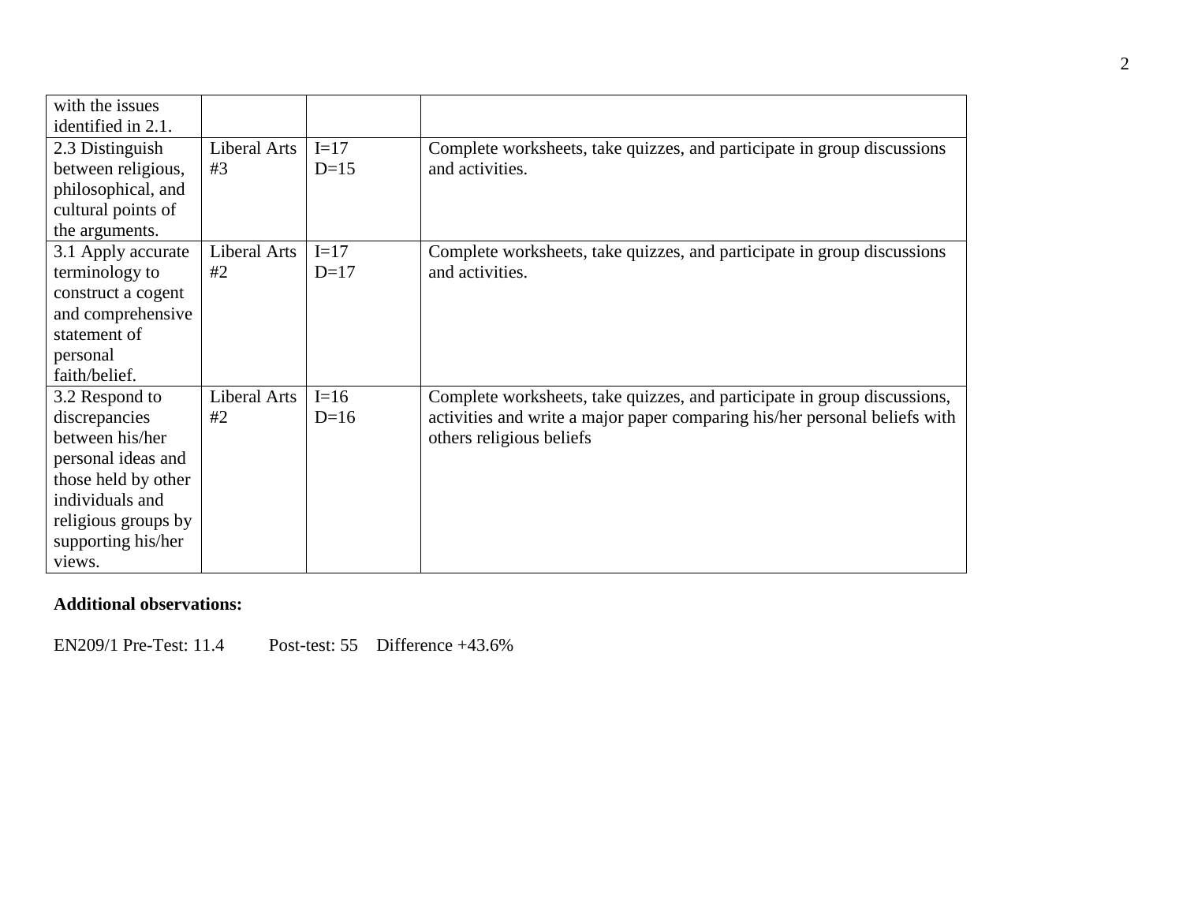| | | | |
|---|---|---|---|
| with the issues identified in 2.1. | | | |
| 2.3 Distinguish between religious, philosophical, and cultural points of the arguments. | Liberal Arts #3 | I=17<br>D=15 | Complete worksheets, take quizzes, and participate in group discussions and activities. |
| 3.1 Apply accurate terminology to construct a cogent and comprehensive statement of personal faith/belief. | Liberal Arts #2 | I=17<br>D=17 | Complete worksheets, take quizzes, and participate in group discussions and activities. |
| 3.2 Respond to discrepancies between his/her personal ideas and those held by other individuals and religious groups by supporting his/her views. | Liberal Arts #2 | I=16<br>D=16 | Complete worksheets, take quizzes, and participate in group discussions, activities and write a major paper comparing his/her personal beliefs with others religious beliefs |

**Additional observations:**

EN209/1 Pre-Test: 11.4 Post-test: 55 Difference +43.6%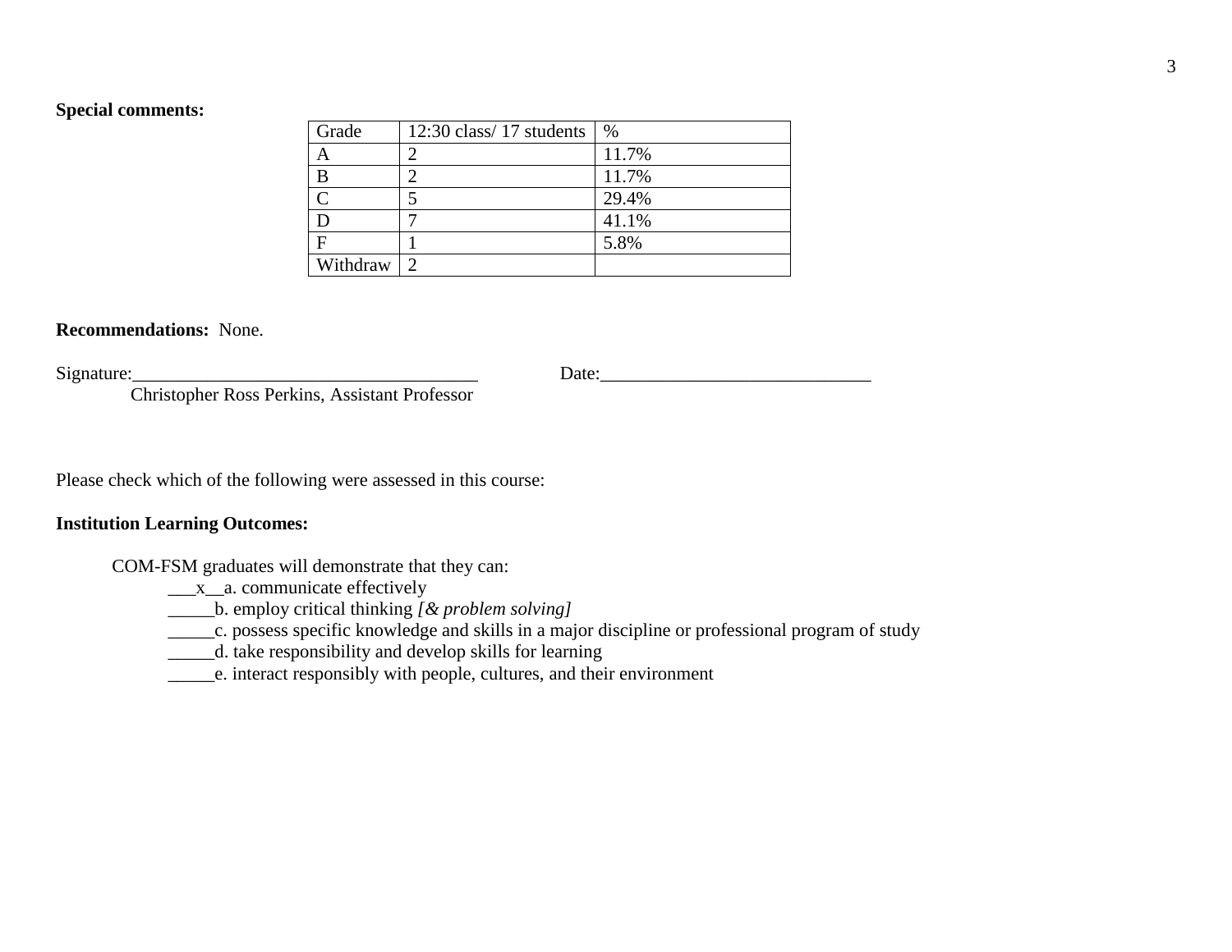**Special comments:**

| Grade | 12:30 class/ 17 students | % |
| --- | --- | --- |
| A | 2 | 11.7% |
| B | 2 | 11.7% |
| C | 5 | 29.4% |
| D | 7 | 41.1% |
| F | 1 | 5.8% |
| Withdraw | 2 | |

**Recommendations:** None.

Signature:_____________________________________ Date:_____________________________
Christopher Ross Perkins, Assistant Professor

Please check which of the following were assessed in this course:

**Institution Learning Outcomes:**

COM-FSM graduates will demonstrate that they can:

___x__a. communicate effectively
_____b. employ critical thinking *[& problem solving]*
_____c. possess specific knowledge and skills in a major discipline or professional program of study
_____d. take responsibility and develop skills for learning
_____e. interact responsibly with people, cultures, and their environment